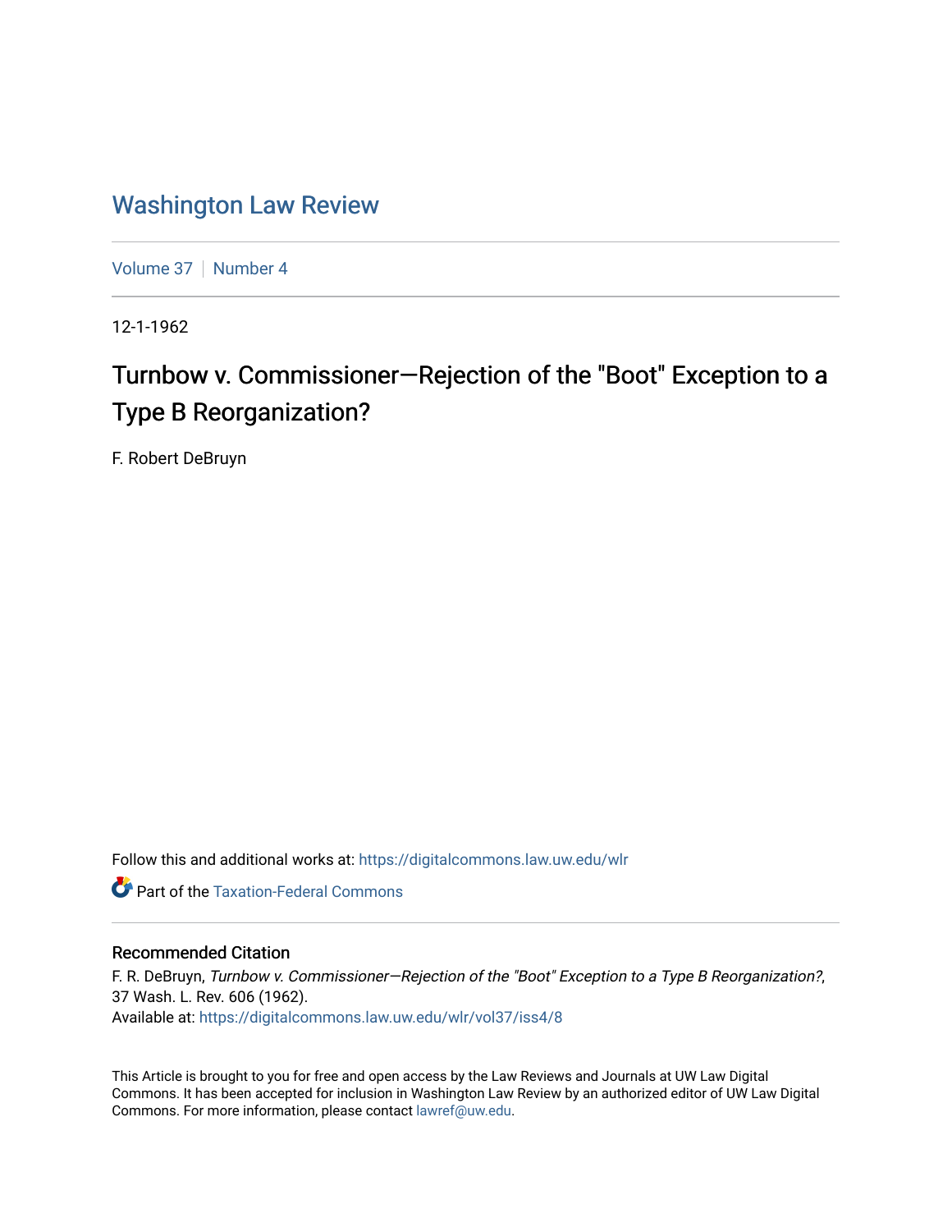# Washington Law Review

Volume 37 | Number 4

12-1-1962

## Turnbow v. Commissioner—Rejection of the "Boot" Exception to a Type B Reorganization?

F. Robert DeBruyn

Follow this and additional works at: https://digitalcommons.law.uw.edu/wlr

Part of the Taxation-Federal Commons

### Recommended Citation

F. R. DeBruyn, *Turnbow v. Commissioner—Rejection of the "Boot" Exception to a Type B Reorganization?*, 37 Wash. L. Rev. 606 (1962).
Available at: https://digitalcommons.law.uw.edu/wlr/vol37/iss4/8

This Article is brought to you for free and open access by the Law Reviews and Journals at UW Law Digital Commons. It has been accepted for inclusion in Washington Law Review by an authorized editor of UW Law Digital Commons. For more information, please contact lawref@uw.edu.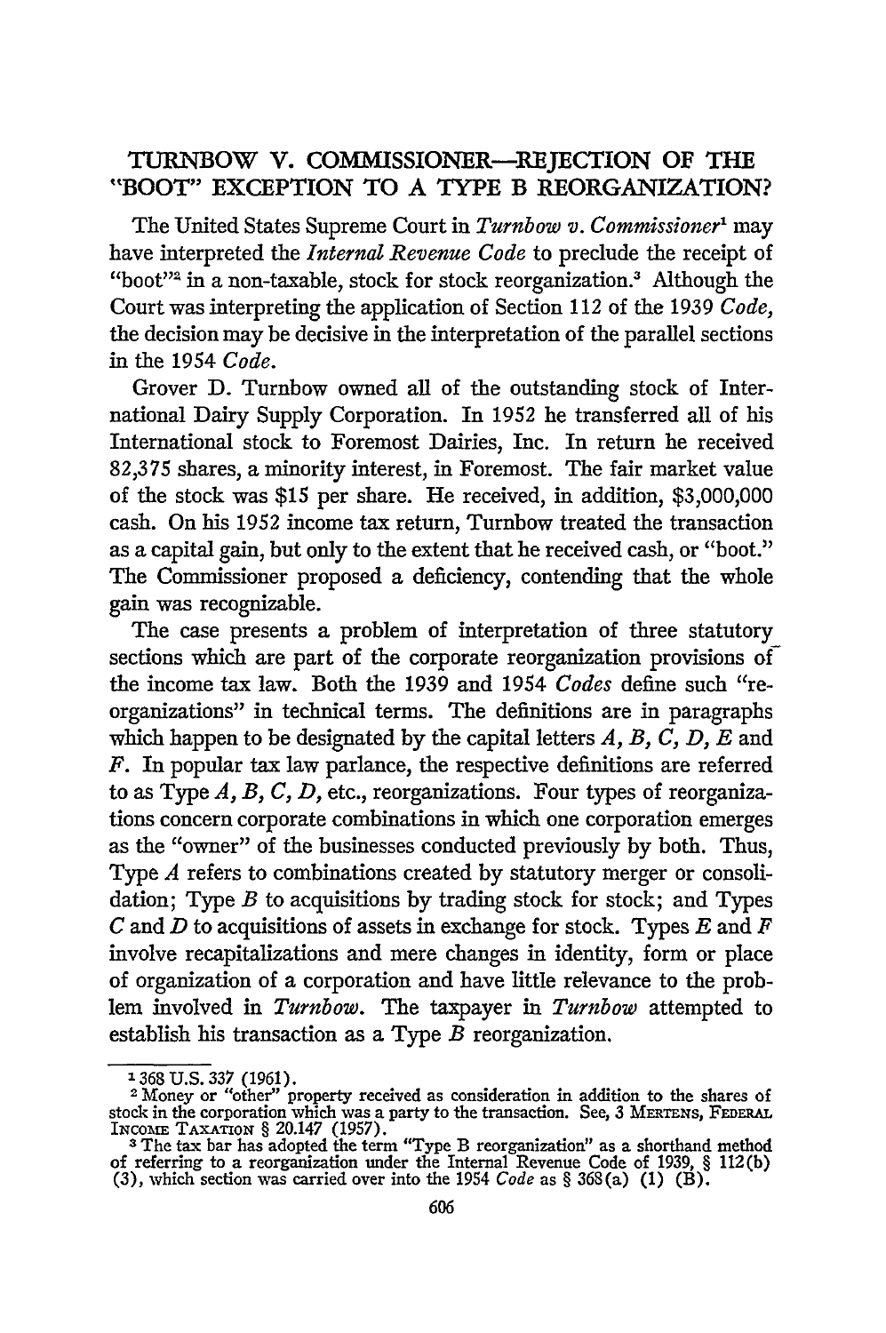## TURNBOW V. COMMISSIONER—REJECTION OF THE "BOOT" EXCEPTION TO A TYPE B REORGANIZATION?

The United States Supreme Court in *Turnbow v. Commissioner*[1] may have interpreted the *Internal Revenue Code* to preclude the receipt of "boot"[2] in a non-taxable, stock for stock reorganization.[3] Although the Court was interpreting the application of Section 112 of the 1939 *Code*, the decision may be decisive in the interpretation of the parallel sections in the 1954 *Code*.

Grover D. Turnbow owned all of the outstanding stock of International Dairy Supply Corporation. In 1952 he transferred all of his International stock to Foremost Dairies, Inc. In return he received 82,375 shares, a minority interest, in Foremost. The fair market value of the stock was $15 per share. He received, in addition, $3,000,000 cash. On his 1952 income tax return, Turnbow treated the transaction as a capital gain, but only to the extent that he received cash, or "boot." The Commissioner proposed a deficiency, contending that the whole gain was recognizable.

The case presents a problem of interpretation of three statutory sections which are part of the corporate reorganization provisions of the income tax law. Both the 1939 and 1954 *Codes* define such "reorganizations" in technical terms. The definitions are in paragraphs which happen to be designated by the capital letters *A, B, C, D, E* and *F*. In popular tax law parlance, the respective definitions are referred to as Type *A, B, C, D*, etc., reorganizations. Four types of reorganizations concern corporate combinations in which one corporation emerges as the "owner" of the businesses conducted previously by both. Thus, Type *A* refers to combinations created by statutory merger or consolidation; Type *B* to acquisitions by trading stock for stock; and Types *C* and *D* to acquisitions of assets in exchange for stock. Types *E* and *F* involve recapitalizations and mere changes in identity, form or place of organization of a corporation and have little relevance to the problem involved in *Turnbow*. The taxpayer in *Turnbow* attempted to establish his transaction as a Type *B* reorganization.

---

[1] 368 U.S. 337 (1961).

[2] Money or "other" property received as consideration in addition to the shares of stock in the corporation which was a party to the transaction. See, 3 MERTENS, FEDERAL INCOME TAXATION § 20.147 (1957).

[3] The tax bar has adopted the term "Type B reorganization" as a shorthand method of referring to a reorganization under the Internal Revenue Code of 1939, § 112(b) (3), which section was carried over into the 1954 *Code* as § 368(a) (1) (B).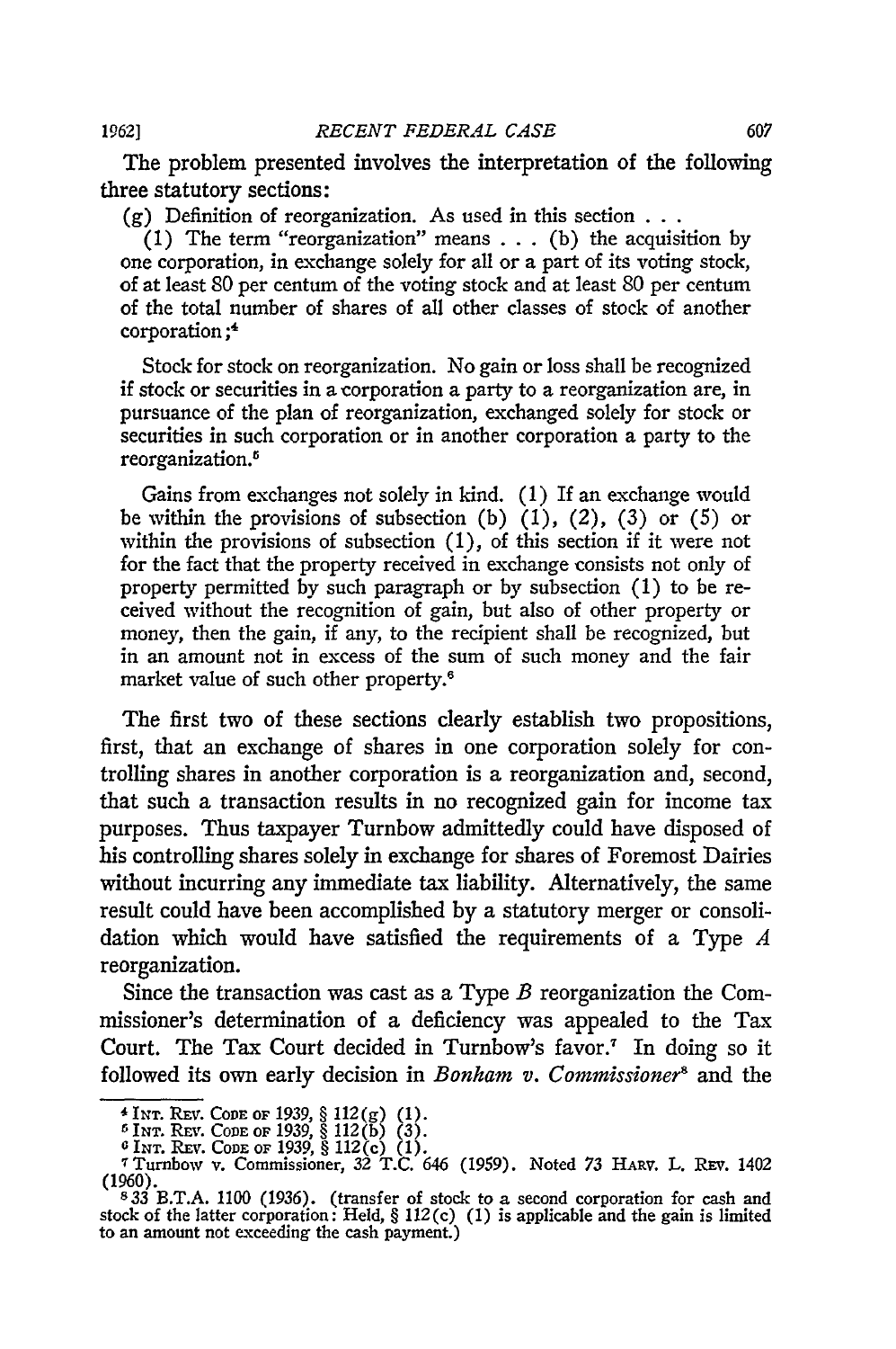The problem presented involves the interpretation of the following three statutory sections:

(g) Definition of reorganization. As used in this section . . .

(1) The term "reorganization" means . . . (b) the acquisition by one corporation, in exchange solely for all or a part of its voting stock, of at least 80 per centum of the voting stock and at least 80 per centum of the total number of shares of all other classes of stock of another corporation;[4]

Stock for stock on reorganization. No gain or loss shall be recognized if stock or securities in a corporation a party to a reorganization are, in pursuance of the plan of reorganization, exchanged solely for stock or securities in such corporation or in another corporation a party to the reorganization.[5]

Gains from exchanges not solely in kind. (1) If an exchange would be within the provisions of subsection (b) (1), (2), (3) or (5) or within the provisions of subsection (1), of this section if it were not for the fact that the property received in exchange consists not only of property permitted by such paragraph or by subsection (1) to be received without the recognition of gain, but also of other property or money, then the gain, if any, to the recipient shall be recognized, but in an amount not in excess of the sum of such money and the fair market value of such other property.[6]

The first two of these sections clearly establish two propositions, first, that an exchange of shares in one corporation solely for controlling shares in another corporation is a reorganization and, second, that such a transaction results in no recognized gain for income tax purposes. Thus taxpayer Turnbow admittedly could have disposed of his controlling shares solely in exchange for shares of Foremost Dairies without incurring any immediate tax liability. Alternatively, the same result could have been accomplished by a statutory merger or consolidation which would have satisfied the requirements of a Type *A* reorganization.

Since the transaction was cast as a Type *B* reorganization the Commissioner's determination of a deficiency was appealed to the Tax Court. The Tax Court decided in Turnbow's favor.[7] In doing so it followed its own early decision in *Bonham v. Commissioner*[8] and the

---

[4] INT. REV. CODE OF 1939, § 112(g) (1).

[5] INT. REV. CODE OF 1939, § 112(b) (3).

[6] INT. REV. CODE OF 1939, § 112(c) (1).

[7] Turnbow v. Commissioner, 32 T.C. 646 (1959). Noted 73 HARV. L. REV. 1402 (1960).

[8] 33 B.T.A. 1100 (1936). (transfer of stock to a second corporation for cash and stock of the latter corporation: Held, § 112(c) (1) is applicable and the gain is limited to an amount not exceeding the cash payment.)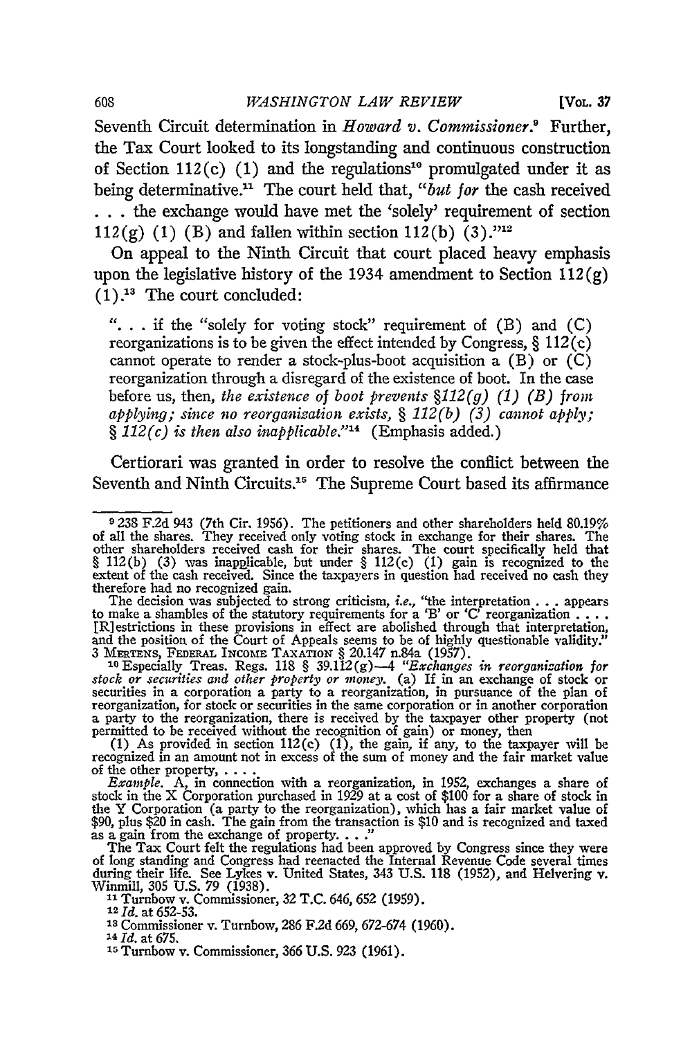Seventh Circuit determination in *Howard v. Commissioner*.[9] Further, the Tax Court looked to its longstanding and continuous construction of Section 112(c) (1) and the regulations[10] promulgated under it as being determinative.[11] The court held that, "*but for* the cash received . . . the exchange would have met the 'solely' requirement of section 112(g) (1) (B) and fallen within section 112(b) (3)."[12]

On appeal to the Ninth Circuit that court placed heavy emphasis upon the legislative history of the 1934 amendment to Section 112(g) (1).[13] The court concluded:

> ". . . if the "solely for voting stock" requirement of (B) and (C) reorganizations is to be given the effect intended by Congress, § 112(c) cannot operate to render a stock-plus-boot acquisition a (B) or (C) reorganization through a disregard of the existence of boot. In the case before us, then, *the existence of boot prevents §112(g) (1) (B) from applying; since no reorganization exists, § 112(b) (3) cannot apply; § 112(c) is then also inapplicable.*"[14] (Emphasis added.)

Certiorari was granted in order to resolve the conflict between the Seventh and Ninth Circuits.[15] The Supreme Court based its affirmance

---

[9] 238 F.2d 943 (7th Cir. 1956). The petitioners and other shareholders held 80.19% of all the shares. They received only voting stock in exchange for their shares. The other shareholders received cash for their shares. The court specifically held that § 112(b) (3) was inapplicable, but under § 112(c) (1) gain is recognized to the extent of the cash received. Since the taxpayers in question had received no cash they therefore had no recognized gain.

The decision was subjected to strong criticism, *i.e.*, "the interpretation . . . appears to make a shambles of the statutory requirements for a 'B' or 'C' reorganization . . . . [R]estrictions in these provisions in effect are abolished through that interpretation, and the position of the Court of Appeals seems to be of highly questionable validity." 3 Mertens, Federal Income Taxation § 20.147 n.84a (1957).

[10] Especially Treas. Regs. 118 § 39.112(g)—4 "*Exchanges in reorganization for stock or securities and other property or money.* (a) If in an exchange of stock or securities in a corporation a party to a reorganization, in pursuance of the plan of reorganization, for stock or securities in the same corporation or in another corporation a party to the reorganization, there is received by the taxpayer other property (not permitted to be received without the recognition of gain) or money, then

(1) As provided in section 112(c) (1), the gain, if any, to the taxpayer will be recognized in an amount not in excess of the sum of money and the fair market value of the other property, . . . .

*Example.* A, in connection with a reorganization, in 1952, exchanges a share of stock in the X Corporation purchased in 1929 at a cost of $100 for a share of stock in the Y Corporation (a party to the reorganization), which has a fair market value of $90, plus $20 in cash. The gain from the transaction is $10 and is recognized and taxed as a gain from the exchange of property. . . ."

The Tax Court felt the regulations had been approved by Congress since they were of long standing and Congress had reenacted the Internal Revenue Code several times during their life. See Lykes v. United States, 343 U.S. 118 (1952), and Helvering v. Winmill, 305 U.S. 79 (1938).

[11] Turnbow v. Commissioner, 32 T.C. 646, 652 (1959).

[12] *Id.* at 652-53.

[13] Commissioner v. Turnbow, 286 F.2d 669, 672-674 (1960).

[14] *Id.* at 675.

[15] Turnbow v. Commissioner, 366 U.S. 923 (1961).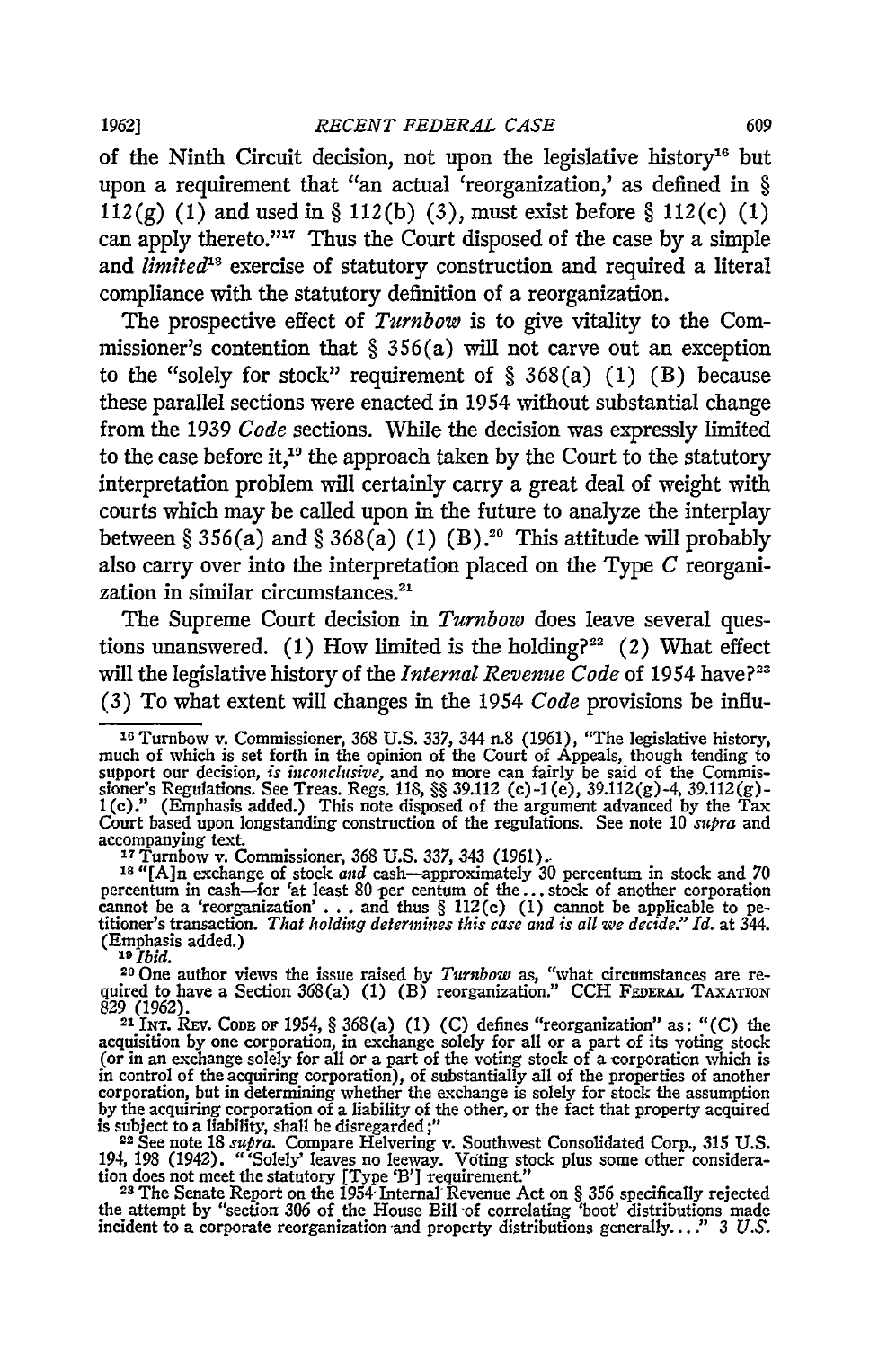of the Ninth Circuit decision, not upon the legislative history[16] but upon a requirement that "an actual 'reorganization,' as defined in § 112(g) (1) and used in § 112(b) (3), must exist before § 112(c) (1) can apply thereto."[17] Thus the Court disposed of the case by a simple and *limited*[18] exercise of statutory construction and required a literal compliance with the statutory definition of a reorganization.

The prospective effect of *Turnbow* is to give vitality to the Commissioner's contention that § 356(a) will not carve out an exception to the "solely for stock" requirement of § 368(a) (1) (B) because these parallel sections were enacted in 1954 without substantial change from the 1939 *Code* sections. While the decision was expressly limited to the case before it,[19] the approach taken by the Court to the statutory interpretation problem will certainly carry a great deal of weight with courts which may be called upon in the future to analyze the interplay between § 356(a) and § 368(a) (1) (B).[20] This attitude will probably also carry over into the interpretation placed on the Type C reorganization in similar circumstances.[21]

The Supreme Court decision in *Turnbow* does leave several questions unanswered. (1) How limited is the holding?[22] (2) What effect will the legislative history of the *Internal Revenue Code* of 1954 have?[23] (3) To what extent will changes in the 1954 *Code* provisions be influ-

---

[16] Turnbow v. Commissioner, 368 U.S. 337, 344 n.8 (1961), "The legislative history, much of which is set forth in the opinion of the Court of Appeals, though tending to support our decision, *is inconclusive,* and no more can fairly be said of the Commissioner's Regulations. See Treas. Regs. 118, §§ 39.112 (c)-1(e), 39.112(g)-4, 39.112(g)-1(c)." (Emphasis added.) This note disposed of the argument advanced by the Tax Court based upon longstanding construction of the regulations. See note 10 *supra* and accompanying text.

[17] Turnbow v. Commissioner, 368 U.S. 337, 343 (1961).

[18] "[A]n exchange of stock *and* cash—approximately 30 percentum in stock and 70 percentum in cash—for 'at least 80 per centum of the... stock of another corporation cannot be a 'reorganization' . . . and thus § 112(c) (1) cannot be applicable to petitioner's transaction. *That holding determines this case and is all we decide." Id.* at 344. (Emphasis added.)

[19] *Ibid.*

[20] One author views the issue raised by *Turnbow* as, "what circumstances are required to have a Section 368(a) (1) (B) reorganization." CCH FEDERAL TAXATION 829 (1962).

[21] INT. REV. CODE OF 1954, § 368(a) (1) (C) defines "reorganization" as: "(C) the acquisition by one corporation, in exchange solely for all or a part of its voting stock (or in an exchange solely for all or a part of the voting stock of a corporation which is in control of the acquiring corporation), of substantially all of the properties of another corporation, but in determining whether the exchange is solely for stock the assumption by the acquiring corporation of a liability of the other, or the fact that property acquired is subject to a liability, shall be disregarded;"

[22] See note 18 *supra.* Compare Helvering v. Southwest Consolidated Corp., 315 U.S. 194, 198 (1942). "'Solely' leaves no leeway. Voting stock plus some other consideration does not meet the statutory [Type 'B'] requirement."

[23] The Senate Report on the 1954 Internal Revenue Act on § 356 specifically rejected the attempt by "section 306 of the House Bill of correlating 'boot' distributions made incident to a corporate reorganization and property distributions generally...." 3 *U.S.*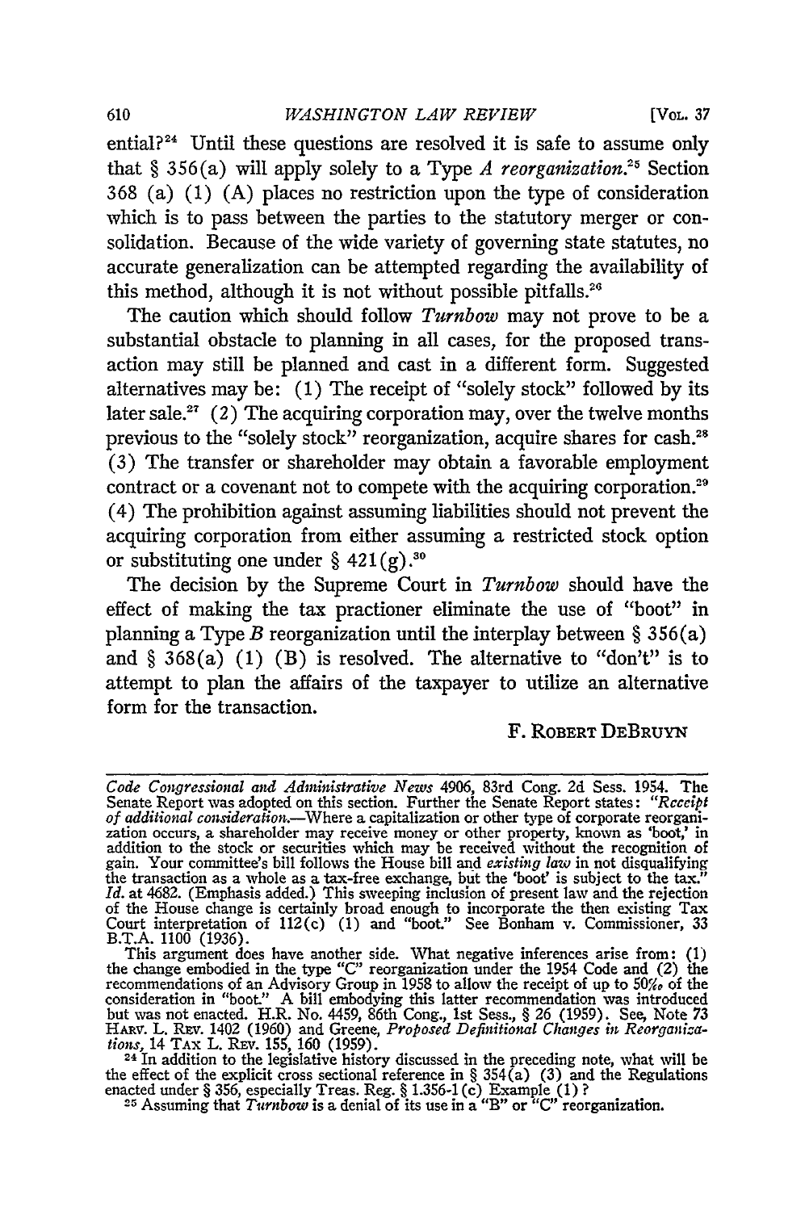ential?[24] Until these questions are resolved it is safe to assume only that § 356(a) will apply solely to a Type *A reorganization.*[25] Section 368 (a) (1) (A) places no restriction upon the type of consideration which is to pass between the parties to the statutory merger or consolidation. Because of the wide variety of governing state statutes, no accurate generalization can be attempted regarding the availability of this method, although it is not without possible pitfalls.[26]

The caution which should follow *Turnbow* may not prove to be a substantial obstacle to planning in all cases, for the proposed transaction may still be planned and cast in a different form. Suggested alternatives may be: (1) The receipt of "solely stock" followed by its later sale.[27] (2) The acquiring corporation may, over the twelve months previous to the "solely stock" reorganization, acquire shares for cash.[28] (3) The transfer or shareholder may obtain a favorable employment contract or a covenant not to compete with the acquiring corporation.[29] (4) The prohibition against assuming liabilities should not prevent the acquiring corporation from either assuming a restricted stock option or substituting one under § 421(g).[30]

The decision by the Supreme Court in *Turnbow* should have the effect of making the tax practioner eliminate the use of "boot" in planning a Type *B* reorganization until the interplay between § 356(a) and § 368(a) (1) (B) is resolved. The alternative to "don't" is to attempt to plan the affairs of the taxpayer to utilize an alternative form for the transaction.

F. ROBERT DEBRUYN

---

*Code Congressional and Administrative News* 4906, 83rd Cong. 2d Sess. 1954. The Senate Report was adopted on this section. Further the Senate Report states: *"Receipt of additional consideration.*—Where a capitalization or other type of corporate reorganization occurs, a shareholder may receive money or other property, known as 'boot,' in addition to the stock or securities which may be received without the recognition of gain. Your committee's bill follows the House bill and *existing law* in not disqualifying the transaction as a whole as a tax-free exchange, but the 'boot' is subject to the tax." *Id.* at 4682. (Emphasis added.) This sweeping inclusion of present law and the rejection of the House change is certainly broad enough to incorporate the then existing Tax Court interpretation of 112(c) (1) and "boot." See Bonham v. Commissioner, 33 B.T.A. 1100 (1936).

This argument does have another side. What negative inferences arise from: (1) the change embodied in the type "C" reorganization under the 1954 Code and (2) the recommendations of an Advisory Group in 1958 to allow the receipt of up to 50% of the consideration in "boot." A bill embodying this latter recommendation was introduced but was not enacted. H.R. No. 4459, 86th Cong., 1st Sess., § 26 (1959). See, Note 73 HARV. L. REV. 1402 (1960) and Greene, *Proposed Definitional Changes in Reorganizations,* 14 TAX L. REV. 155, 160 (1959).

[24] In addition to the legislative history discussed in the preceding note, what will be the effect of the explicit cross sectional reference in § 354(a) (3) and the Regulations enacted under § 356, especially Treas. Reg. § 1.356-1(c) Example (1)?

[25] Assuming that *Turnbow* is a denial of its use in a "B" or "C" reorganization.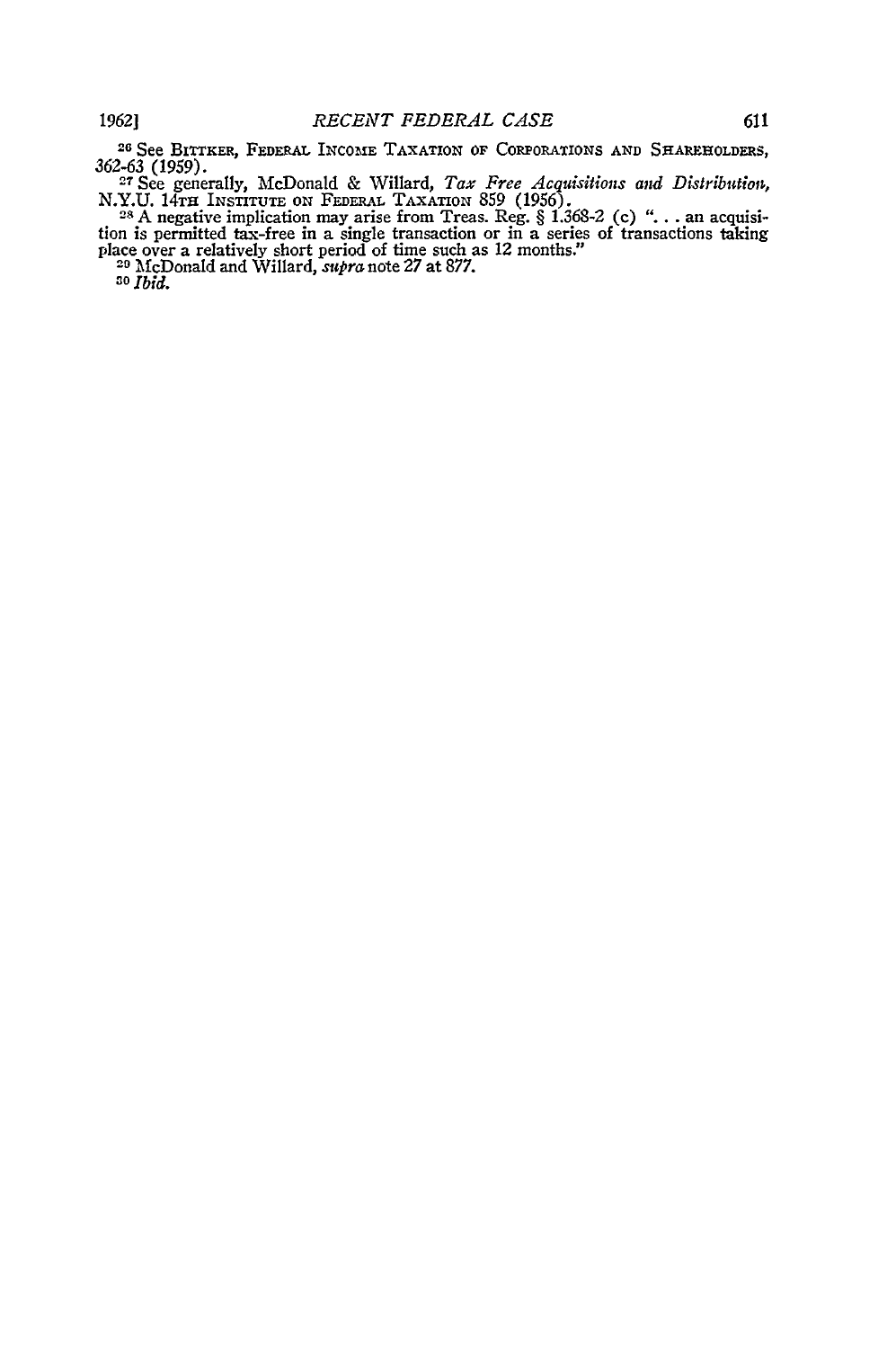[26] See BITTKER, FEDERAL INCOME TAXATION OF CORPORATIONS AND SHAREHOLDERS, 362-63 (1959).

[27] See generally, McDonald & Willard, *Tax Free Acquisitions and Distribution*, N.Y.U. 14TH INSTITUTE ON FEDERAL TAXATION 859 (1956).

[28] A negative implication may arise from Treas. Reg. § 1.368-2 (c) ". . . an acquisition is permitted tax-free in a single transaction or in a series of transactions taking place over a relatively short period of time such as 12 months."

[29] McDonald and Willard, *supra* note 27 at 877.

[30] *Ibid.*